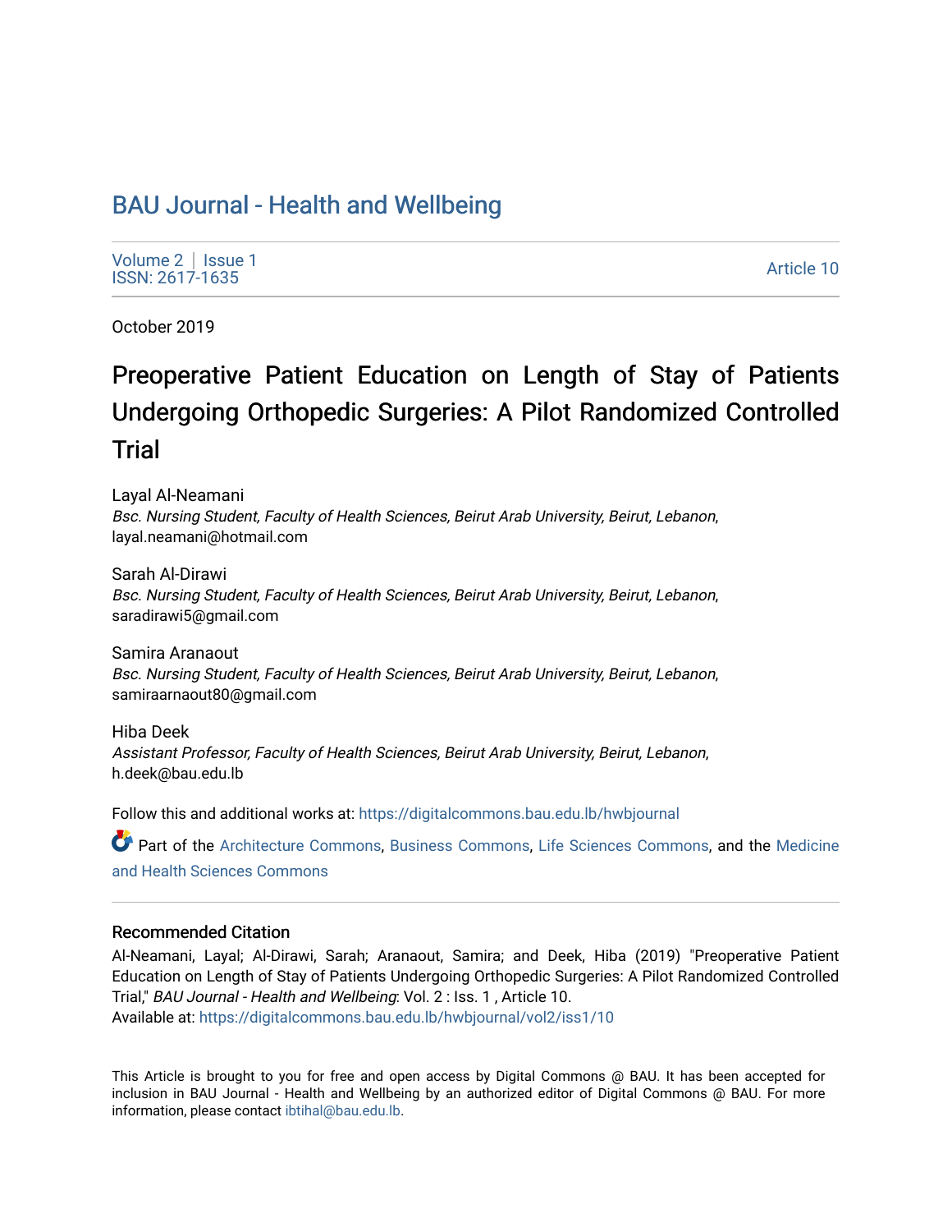# BAU Journal - Health and Wellbeing

Volume 2 | Issue 1
ISSN: 2617-1635

Article 10

October 2019

## Preoperative Patient Education on Length of Stay of Patients Undergoing Orthopedic Surgeries: A Pilot Randomized Controlled Trial

Layal Al-Neamani
*Bsc. Nursing Student, Faculty of Health Sciences, Beirut Arab University, Beirut, Lebanon*, layal.neamani@hotmail.com

Sarah Al-Dirawi
*Bsc. Nursing Student, Faculty of Health Sciences, Beirut Arab University, Beirut, Lebanon*, saradirawi5@gmail.com

Samira Aranaout
*Bsc. Nursing Student, Faculty of Health Sciences, Beirut Arab University, Beirut, Lebanon*, samiraarnaout80@gmail.com

Hiba Deek
*Assistant Professor, Faculty of Health Sciences, Beirut Arab University, Beirut, Lebanon*, h.deek@bau.edu.lb

Follow this and additional works at: https://digitalcommons.bau.edu.lb/hwbjournal

Part of the Architecture Commons, Business Commons, Life Sciences Commons, and the Medicine and Health Sciences Commons

### Recommended Citation

Al-Neamani, Layal; Al-Dirawi, Sarah; Aranaout, Samira; and Deek, Hiba (2019) "Preoperative Patient Education on Length of Stay of Patients Undergoing Orthopedic Surgeries: A Pilot Randomized Controlled Trial," *BAU Journal - Health and Wellbeing*: Vol. 2 : Iss. 1 , Article 10.
Available at: https://digitalcommons.bau.edu.lb/hwbjournal/vol2/iss1/10

This Article is brought to you for free and open access by Digital Commons @ BAU. It has been accepted for inclusion in BAU Journal - Health and Wellbeing by an authorized editor of Digital Commons @ BAU. For more information, please contact ibtihal@bau.edu.lb.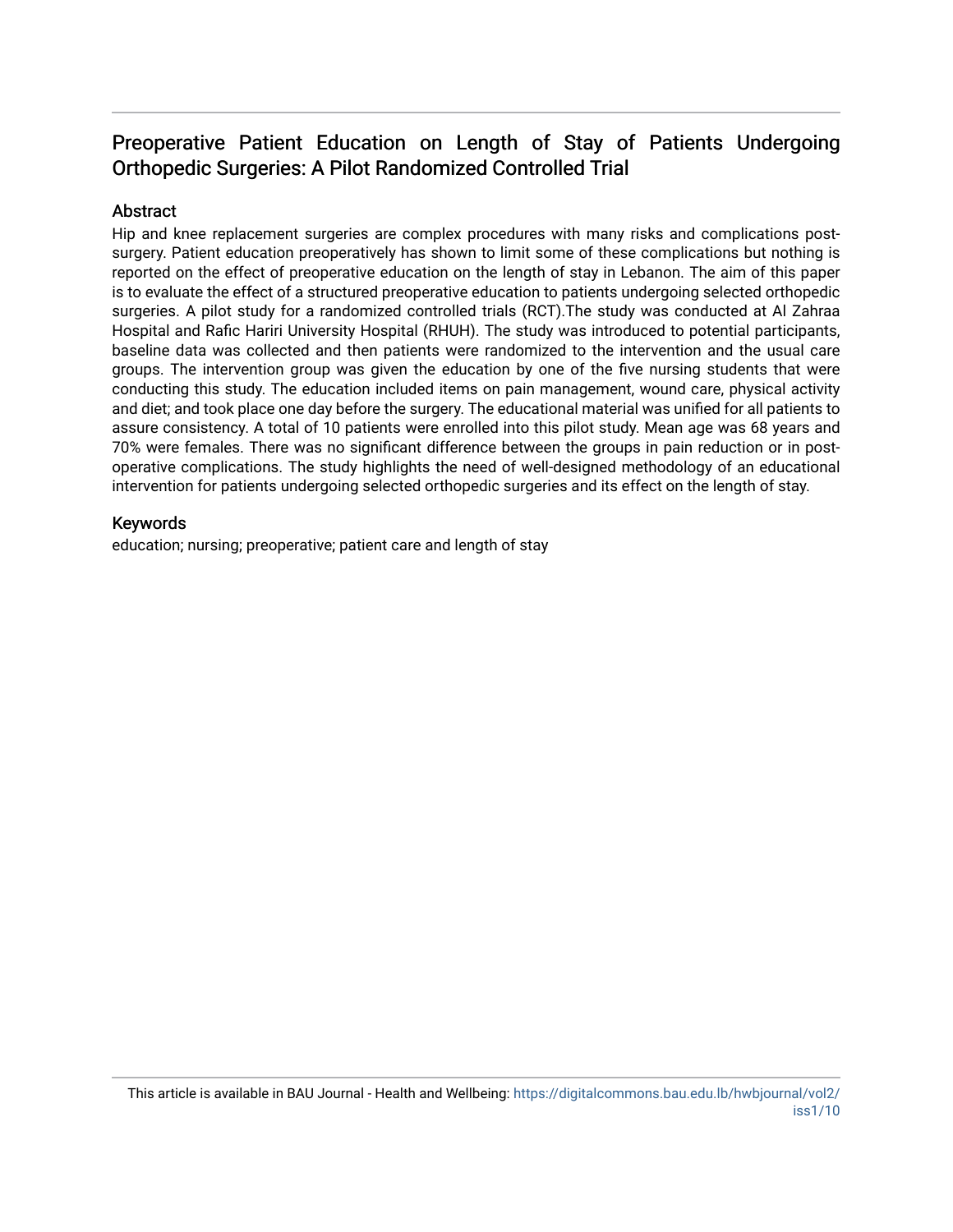## Preoperative Patient Education on Length of Stay of Patients Undergoing Orthopedic Surgeries: A Pilot Randomized Controlled Trial

### Abstract

Hip and knee replacement surgeries are complex procedures with many risks and complications post-surgery. Patient education preoperatively has shown to limit some of these complications but nothing is reported on the effect of preoperative education on the length of stay in Lebanon. The aim of this paper is to evaluate the effect of a structured preoperative education to patients undergoing selected orthopedic surgeries. A pilot study for a randomized controlled trials (RCT).The study was conducted at Al Zahraa Hospital and Rafic Hariri University Hospital (RHUH). The study was introduced to potential participants, baseline data was collected and then patients were randomized to the intervention and the usual care groups. The intervention group was given the education by one of the five nursing students that were conducting this study. The education included items on pain management, wound care, physical activity and diet; and took place one day before the surgery. The educational material was unified for all patients to assure consistency. A total of 10 patients were enrolled into this pilot study. Mean age was 68 years and 70% were females. There was no significant difference between the groups in pain reduction or in post-operative complications. The study highlights the need of well-designed methodology of an educational intervention for patients undergoing selected orthopedic surgeries and its effect on the length of stay.

### Keywords

education; nursing; preoperative; patient care and length of stay

This article is available in BAU Journal - Health and Wellbeing: https://digitalcommons.bau.edu.lb/hwbjournal/vol2/iss1/10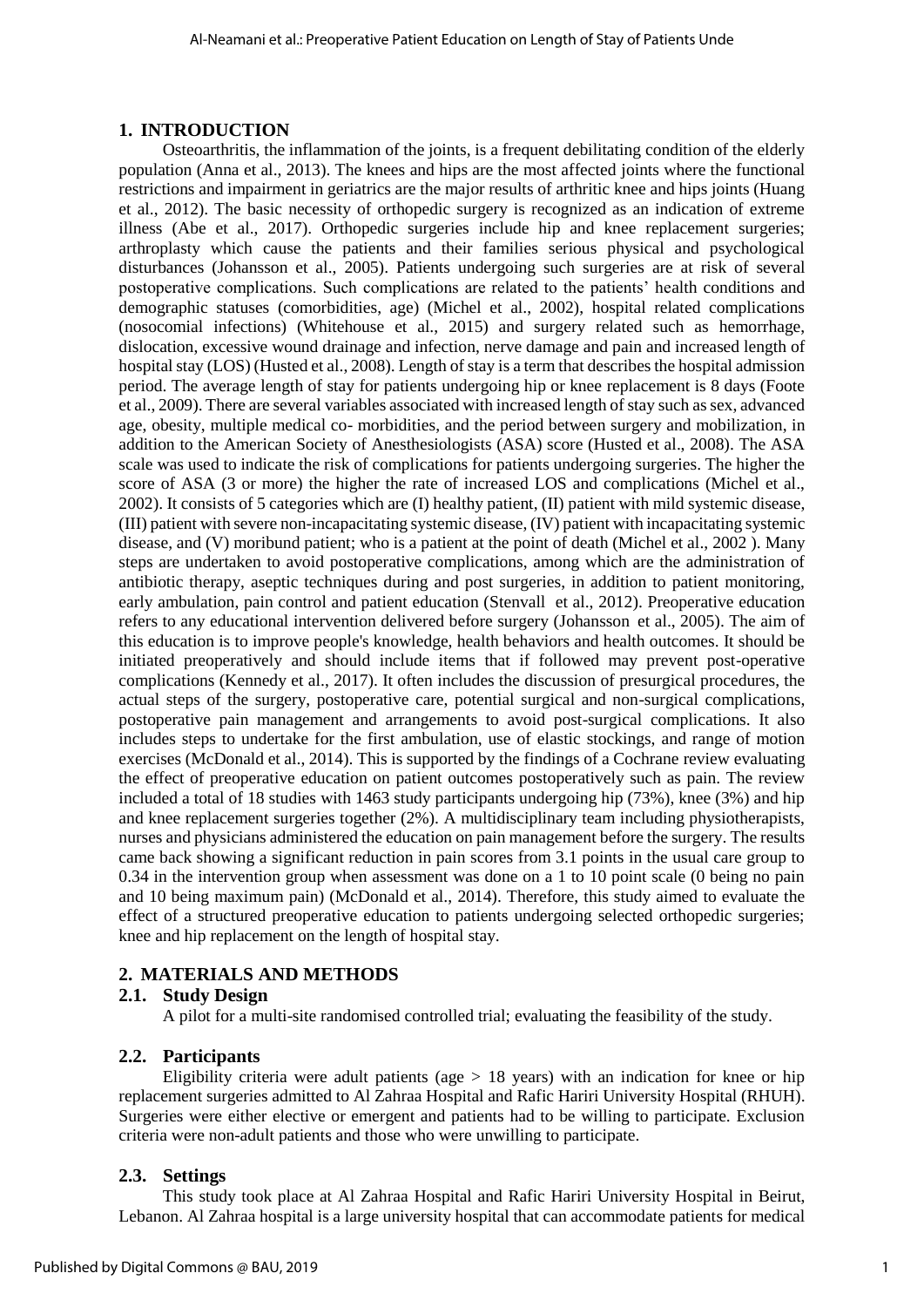## 1. INTRODUCTION

Osteoarthritis, the inflammation of the joints, is a frequent debilitating condition of the elderly population (Anna et al., 2013). The knees and hips are the most affected joints where the functional restrictions and impairment in geriatrics are the major results of arthritic knee and hips joints (Huang et al., 2012). The basic necessity of orthopedic surgery is recognized as an indication of extreme illness (Abe et al., 2017). Orthopedic surgeries include hip and knee replacement surgeries; arthroplasty which cause the patients and their families serious physical and psychological disturbances (Johansson et al., 2005). Patients undergoing such surgeries are at risk of several postoperative complications. Such complications are related to the patients' health conditions and demographic statuses (comorbidities, age) (Michel et al., 2002), hospital related complications (nosocomial infections) (Whitehouse et al., 2015) and surgery related such as hemorrhage, dislocation, excessive wound drainage and infection, nerve damage and pain and increased length of hospital stay (LOS) (Husted et al., 2008). Length of stay is a term that describes the hospital admission period. The average length of stay for patients undergoing hip or knee replacement is 8 days (Foote et al., 2009). There are several variables associated with increased length of stay such as sex, advanced age, obesity, multiple medical co- morbidities, and the period between surgery and mobilization, in addition to the American Society of Anesthesiologists (ASA) score (Husted et al., 2008). The ASA scale was used to indicate the risk of complications for patients undergoing surgeries. The higher the score of ASA (3 or more) the higher the rate of increased LOS and complications (Michel et al., 2002). It consists of 5 categories which are (I) healthy patient, (II) patient with mild systemic disease, (III) patient with severe non-incapacitating systemic disease, (IV) patient with incapacitating systemic disease, and (V) moribund patient; who is a patient at the point of death (Michel et al., 2002 ). Many steps are undertaken to avoid postoperative complications, among which are the administration of antibiotic therapy, aseptic techniques during and post surgeries, in addition to patient monitoring, early ambulation, pain control and patient education (Stenvall et al., 2012). Preoperative education refers to any educational intervention delivered before surgery (Johansson et al., 2005). The aim of this education is to improve people's knowledge, health behaviors and health outcomes. It should be initiated preoperatively and should include items that if followed may prevent post-operative complications (Kennedy et al., 2017). It often includes the discussion of presurgical procedures, the actual steps of the surgery, postoperative care, potential surgical and non-surgical complications, postoperative pain management and arrangements to avoid post-surgical complications. It also includes steps to undertake for the first ambulation, use of elastic stockings, and range of motion exercises (McDonald et al., 2014). This is supported by the findings of a Cochrane review evaluating the effect of preoperative education on patient outcomes postoperatively such as pain. The review included a total of 18 studies with 1463 study participants undergoing hip (73%), knee (3%) and hip and knee replacement surgeries together (2%). A multidisciplinary team including physiotherapists, nurses and physicians administered the education on pain management before the surgery. The results came back showing a significant reduction in pain scores from 3.1 points in the usual care group to 0.34 in the intervention group when assessment was done on a 1 to 10 point scale (0 being no pain and 10 being maximum pain) (McDonald et al., 2014). Therefore, this study aimed to evaluate the effect of a structured preoperative education to patients undergoing selected orthopedic surgeries; knee and hip replacement on the length of hospital stay.

## 2. MATERIALS AND METHODS

### 2.1. Study Design

A pilot for a multi-site randomised controlled trial; evaluating the feasibility of the study.

### 2.2. Participants

Eligibility criteria were adult patients (age > 18 years) with an indication for knee or hip replacement surgeries admitted to Al Zahraa Hospital and Rafic Hariri University Hospital (RHUH). Surgeries were either elective or emergent and patients had to be willing to participate. Exclusion criteria were non-adult patients and those who were unwilling to participate.

### 2.3. Settings

This study took place at Al Zahraa Hospital and Rafic Hariri University Hospital in Beirut, Lebanon. Al Zahraa hospital is a large university hospital that can accommodate patients for medical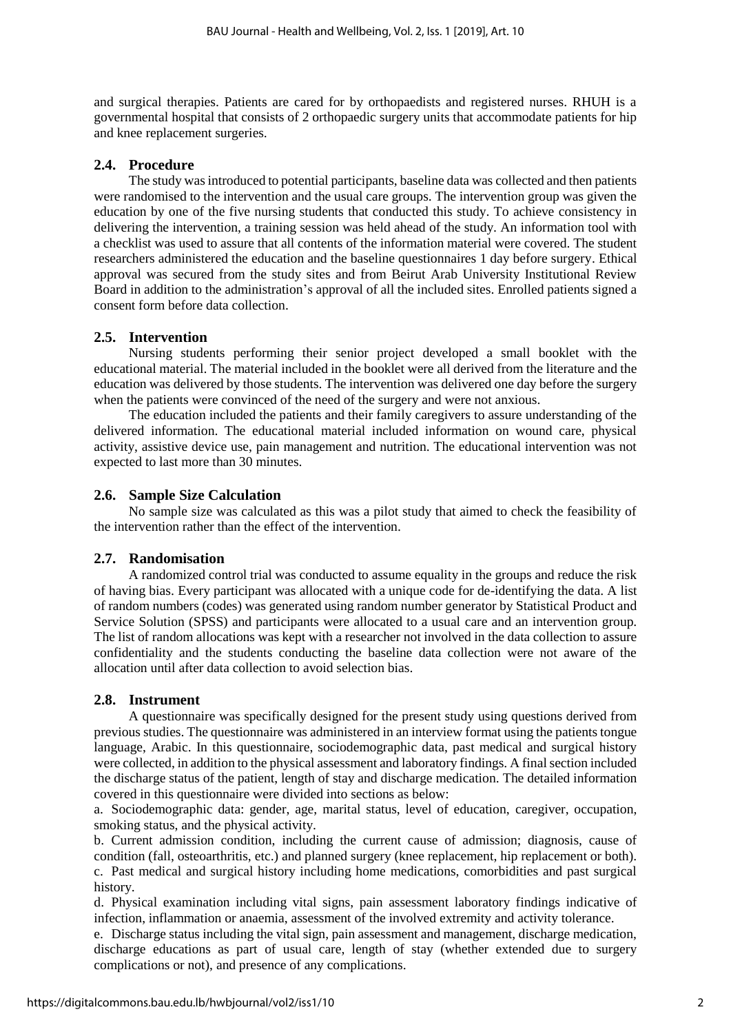and surgical therapies. Patients are cared for by orthopaedists and registered nurses. RHUH is a governmental hospital that consists of 2 orthopaedic surgery units that accommodate patients for hip and knee replacement surgeries.

## 2.4. Procedure

The study was introduced to potential participants, baseline data was collected and then patients were randomised to the intervention and the usual care groups. The intervention group was given the education by one of the five nursing students that conducted this study. To achieve consistency in delivering the intervention, a training session was held ahead of the study. An information tool with a checklist was used to assure that all contents of the information material were covered. The student researchers administered the education and the baseline questionnaires 1 day before surgery. Ethical approval was secured from the study sites and from Beirut Arab University Institutional Review Board in addition to the administration's approval of all the included sites. Enrolled patients signed a consent form before data collection.

## 2.5. Intervention

Nursing students performing their senior project developed a small booklet with the educational material. The material included in the booklet were all derived from the literature and the education was delivered by those students. The intervention was delivered one day before the surgery when the patients were convinced of the need of the surgery and were not anxious.

The education included the patients and their family caregivers to assure understanding of the delivered information. The educational material included information on wound care, physical activity, assistive device use, pain management and nutrition. The educational intervention was not expected to last more than 30 minutes.

## 2.6. Sample Size Calculation

No sample size was calculated as this was a pilot study that aimed to check the feasibility of the intervention rather than the effect of the intervention.

## 2.7. Randomisation

A randomized control trial was conducted to assume equality in the groups and reduce the risk of having bias. Every participant was allocated with a unique code for de-identifying the data. A list of random numbers (codes) was generated using random number generator by Statistical Product and Service Solution (SPSS) and participants were allocated to a usual care and an intervention group. The list of random allocations was kept with a researcher not involved in the data collection to assure confidentiality and the students conducting the baseline data collection were not aware of the allocation until after data collection to avoid selection bias.

## 2.8. Instrument

A questionnaire was specifically designed for the present study using questions derived from previous studies. The questionnaire was administered in an interview format using the patients tongue language, Arabic. In this questionnaire, sociodemographic data, past medical and surgical history were collected, in addition to the physical assessment and laboratory findings. A final section included the discharge status of the patient, length of stay and discharge medication. The detailed information covered in this questionnaire were divided into sections as below:

a. Sociodemographic data: gender, age, marital status, level of education, caregiver, occupation, smoking status, and the physical activity.

b. Current admission condition, including the current cause of admission; diagnosis, cause of condition (fall, osteoarthritis, etc.) and planned surgery (knee replacement, hip replacement or both).

c. Past medical and surgical history including home medications, comorbidities and past surgical history.

d. Physical examination including vital signs, pain assessment laboratory findings indicative of infection, inflammation or anaemia, assessment of the involved extremity and activity tolerance.

e. Discharge status including the vital sign, pain assessment and management, discharge medication, discharge educations as part of usual care, length of stay (whether extended due to surgery complications or not), and presence of any complications.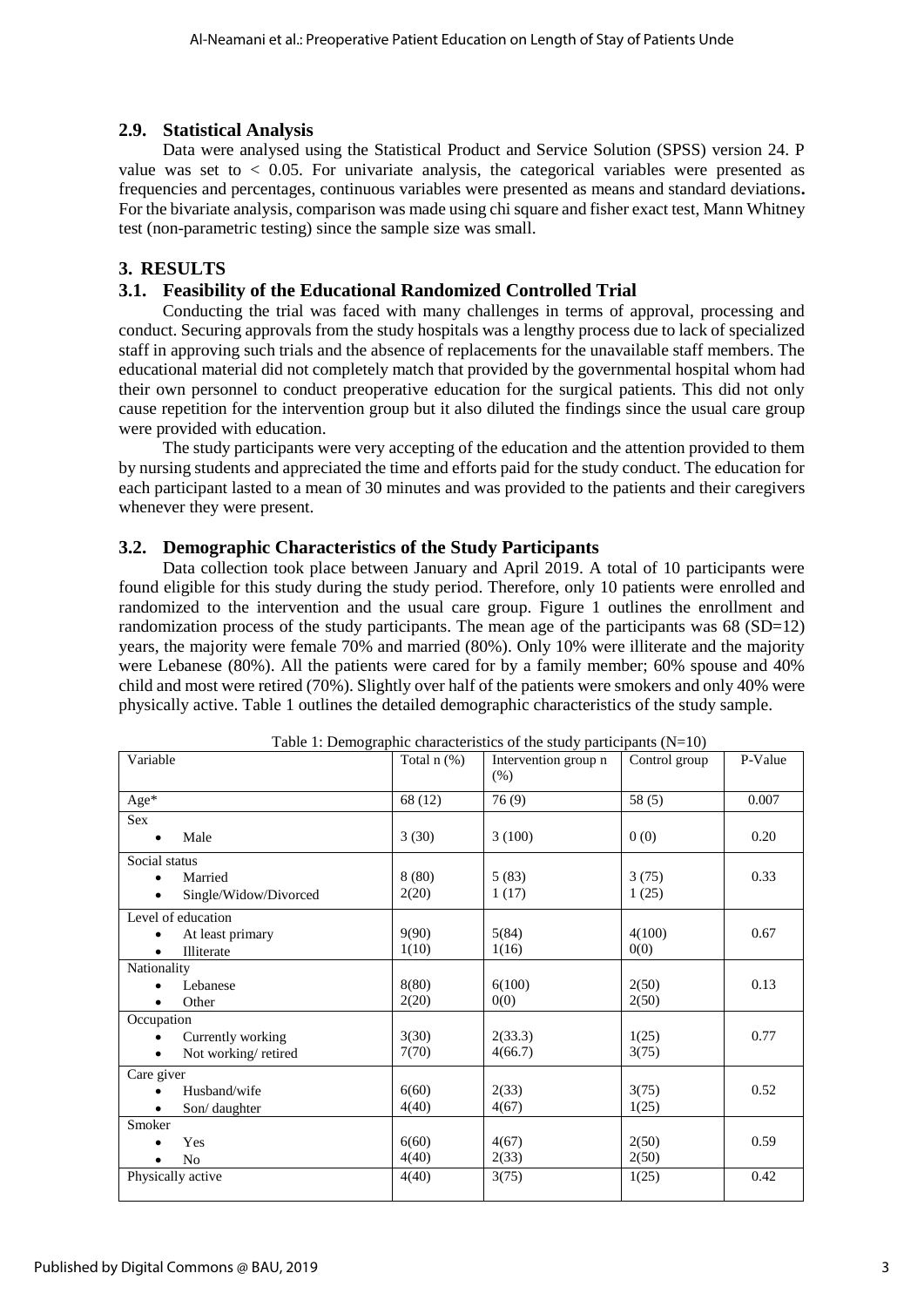## 2.9. Statistical Analysis

Data were analysed using the Statistical Product and Service Solution (SPSS) version 24. P value was set to < 0.05. For univariate analysis, the categorical variables were presented as frequencies and percentages, continuous variables were presented as means and standard deviations**.** For the bivariate analysis, comparison was made using chi square and fisher exact test, Mann Whitney test (non-parametric testing) since the sample size was small.

# 3. RESULTS

## 3.1. Feasibility of the Educational Randomized Controlled Trial

Conducting the trial was faced with many challenges in terms of approval, processing and conduct. Securing approvals from the study hospitals was a lengthy process due to lack of specialized staff in approving such trials and the absence of replacements for the unavailable staff members. The educational material did not completely match that provided by the governmental hospital whom had their own personnel to conduct preoperative education for the surgical patients. This did not only cause repetition for the intervention group but it also diluted the findings since the usual care group were provided with education.

The study participants were very accepting of the education and the attention provided to them by nursing students and appreciated the time and efforts paid for the study conduct. The education for each participant lasted to a mean of 30 minutes and was provided to the patients and their caregivers whenever they were present.

## 3.2. Demographic Characteristics of the Study Participants

Data collection took place between January and April 2019. A total of 10 participants were found eligible for this study during the study period. Therefore, only 10 patients were enrolled and randomized to the intervention and the usual care group. Figure 1 outlines the enrollment and randomization process of the study participants. The mean age of the participants was 68 (SD=12) years, the majority were female 70% and married (80%). Only 10% were illiterate and the majority were Lebanese (80%). All the patients were cared for by a family member; 60% spouse and 40% child and most were retired (70%). Slightly over half of the patients were smokers and only 40% were physically active. Table 1 outlines the detailed demographic characteristics of the study sample.

Table 1: Demographic characteristics of the study participants (N=10)

| Variable | Total n (%) | Intervention group n (%) | Control group | P-Value |
|---|---|---|---|---|
| Age* | 68 (12) | 76 (9) | 58 (5) | 0.007 |
| Sex | | | | |
| • Male | 3 (30) | 3 (100) | 0 (0) | 0.20 |
| Social status | | | | |
| • Married | 8 (80) | 5 (83) | 3 (75) | 0.33 |
| • Single/Widow/Divorced | 2(20) | 1 (17) | 1 (25) | |
| Level of education | | | | |
| • At least primary | 9(90) | 5(84) | 4(100) | 0.67 |
| • Illiterate | 1(10) | 1(16) | 0(0) | |
| Nationality | | | | |
| • Lebanese | 8(80) | 6(100) | 2(50) | 0.13 |
| • Other | 2(20) | 0(0) | 2(50) | |
| Occupation | | | | |
| • Currently working | 3(30) | 2(33.3) | 1(25) | 0.77 |
| • Not working/ retired | 7(70) | 4(66.7) | 3(75) | |
| Care giver | | | | |
| • Husband/wife | 6(60) | 2(33) | 3(75) | 0.52 |
| • Son/ daughter | 4(40) | 4(67) | 1(25) | |
| Smoker | | | | |
| • Yes | 6(60) | 4(67) | 2(50) | 0.59 |
| • No | 4(40) | 2(33) | 2(50) | |
| Physically active | 4(40) | 3(75) | 1(25) | 0.42 |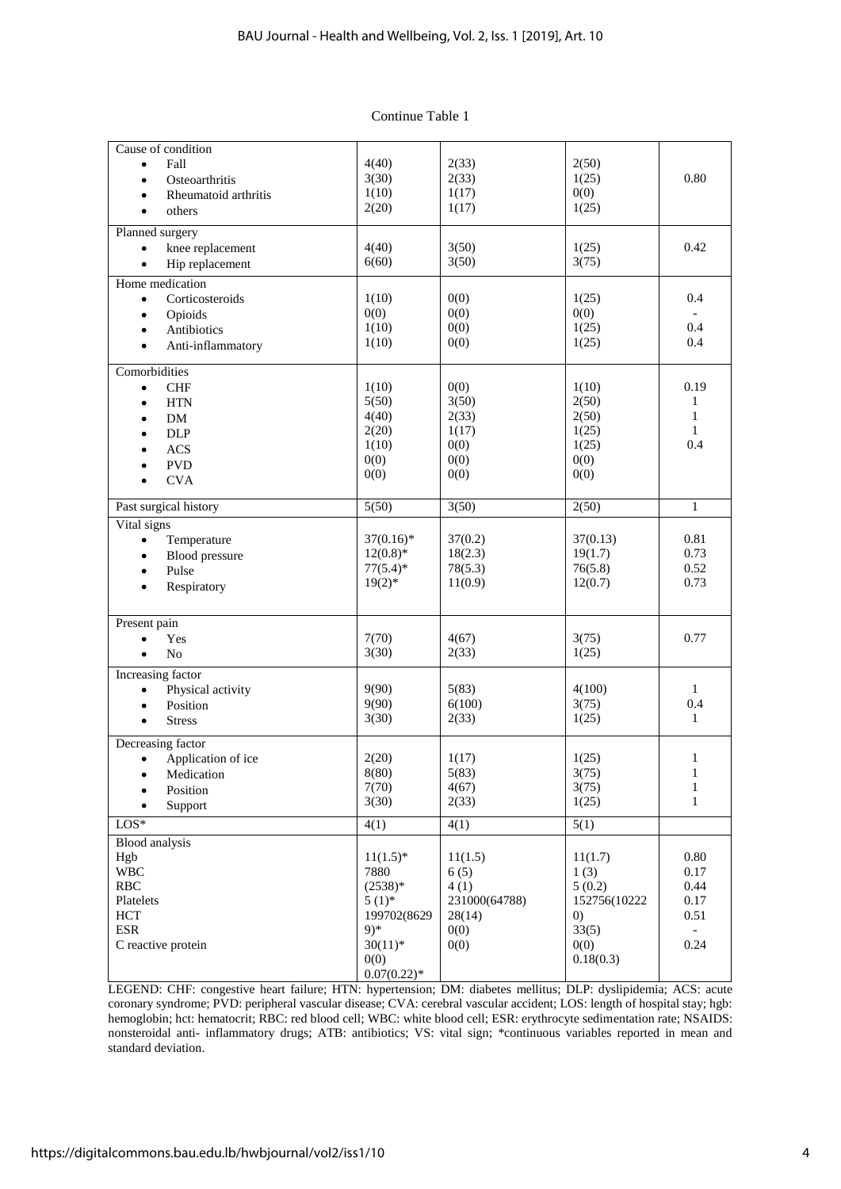Continue Table 1

| | | | | |
|---|---|---|---|---|
| Cause of condition | | | | |
| • Fall | 4(40) | 2(33) | 2(50) | 0.80 |
| • Osteoarthritis | 3(30) | 2(33) | 1(25) | |
| • Rheumatoid arthritis | 1(10) | 1(17) | 0(0) | |
| • others | 2(20) | 1(17) | 1(25) | |
| Planned surgery | | | | |
| • knee replacement | 4(40) | 3(50) | 1(25) | 0.42 |
| • Hip replacement | 6(60) | 3(50) | 3(75) | |
| Home medication | | | | |
| • Corticosteroids | 1(10) | 0(0) | 1(25) | 0.4 |
| • Opioids | 0(0) | 0(0) | 0(0) | - |
| • Antibiotics | 1(10) | 0(0) | 1(25) | 0.4 |
| • Anti-inflammatory | 1(10) | 0(0) | 1(25) | 0.4 |
| Comorbidities | | | | |
| • CHF | 1(10) | 0(0) | 1(10) | 0.19 |
| • HTN | 5(50) | 3(50) | 2(50) | 1 |
| • DM | 4(40) | 2(33) | 2(50) | 1 |
| • DLP | 2(20) | 1(17) | 1(25) | 1 |
| • ACS | 1(10) | 0(0) | 1(25) | 0.4 |
| • PVD | 0(0) | 0(0) | 0(0) | |
| • CVA | 0(0) | 0(0) | 0(0) | |
| Past surgical history | 5(50) | 3(50) | 2(50) | 1 |
| Vital signs | | | | |
| • Temperature | 37(0.16)* | 37(0.2) | 37(0.13) | 0.81 |
| • Blood pressure | 12(0.8)* | 18(2.3) | 19(1.7) | 0.73 |
| • Pulse | 77(5.4)* | 78(5.3) | 76(5.8) | 0.52 |
| • Respiratory | 19(2)* | 11(0.9) | 12(0.7) | 0.73 |
| Present pain | | | | |
| • Yes | 7(70) | 4(67) | 3(75) | 0.77 |
| • No | 3(30) | 2(33) | 1(25) | |
| Increasing factor | | | | |
| • Physical activity | 9(90) | 5(83) | 4(100) | 1 |
| • Position | 9(90) | 6(100) | 3(75) | 0.4 |
| • Stress | 3(30) | 2(33) | 1(25) | 1 |
| Decreasing factor | | | | |
| • Application of ice | 2(20) | 1(17) | 1(25) | 1 |
| • Medication | 8(80) | 5(83) | 3(75) | 1 |
| • Position | 7(70) | 4(67) | 3(75) | 1 |
| • Support | 3(30) | 2(33) | 1(25) | 1 |
| LOS* | 4(1) | 4(1) | 5(1) | |
| Blood analysis | | | | |
| Hgb | 11(1.5)* | 11(1.5) | 11(1.7) | 0.80 |
| WBC | 7880 (2538)* | 6 (5) | 1 (3) | 0.17 |
| RBC | 5 (1)* | 4 (1) | 5 (0.2) | 0.44 |
| Platelets | 199702(86299)* | 231000(64788) | 152756(102220) | 0.17 |
| HCT | 30(11)* | 28(14) | 33(5) | 0.51 |
| ESR | 0(0) | 0(0) | 0(0) | - |
| C reactive protein | 0.07(0.22)* | 0(0) | 0.18(0.3) | 0.24 |

LEGEND: CHF: congestive heart failure; HTN: hypertension; DM: diabetes mellitus; DLP: dyslipidemia; ACS: acute coronary syndrome; PVD: peripheral vascular disease; CVA: cerebral vascular accident; LOS: length of hospital stay; hgb: hemoglobin; hct: hematocrit; RBC: red blood cell; WBC: white blood cell; ESR: erythrocyte sedimentation rate; NSAIDS: nonsteroidal anti- inflammatory drugs; ATB: antibiotics; VS: vital sign; *continuous variables reported in mean and standard deviation.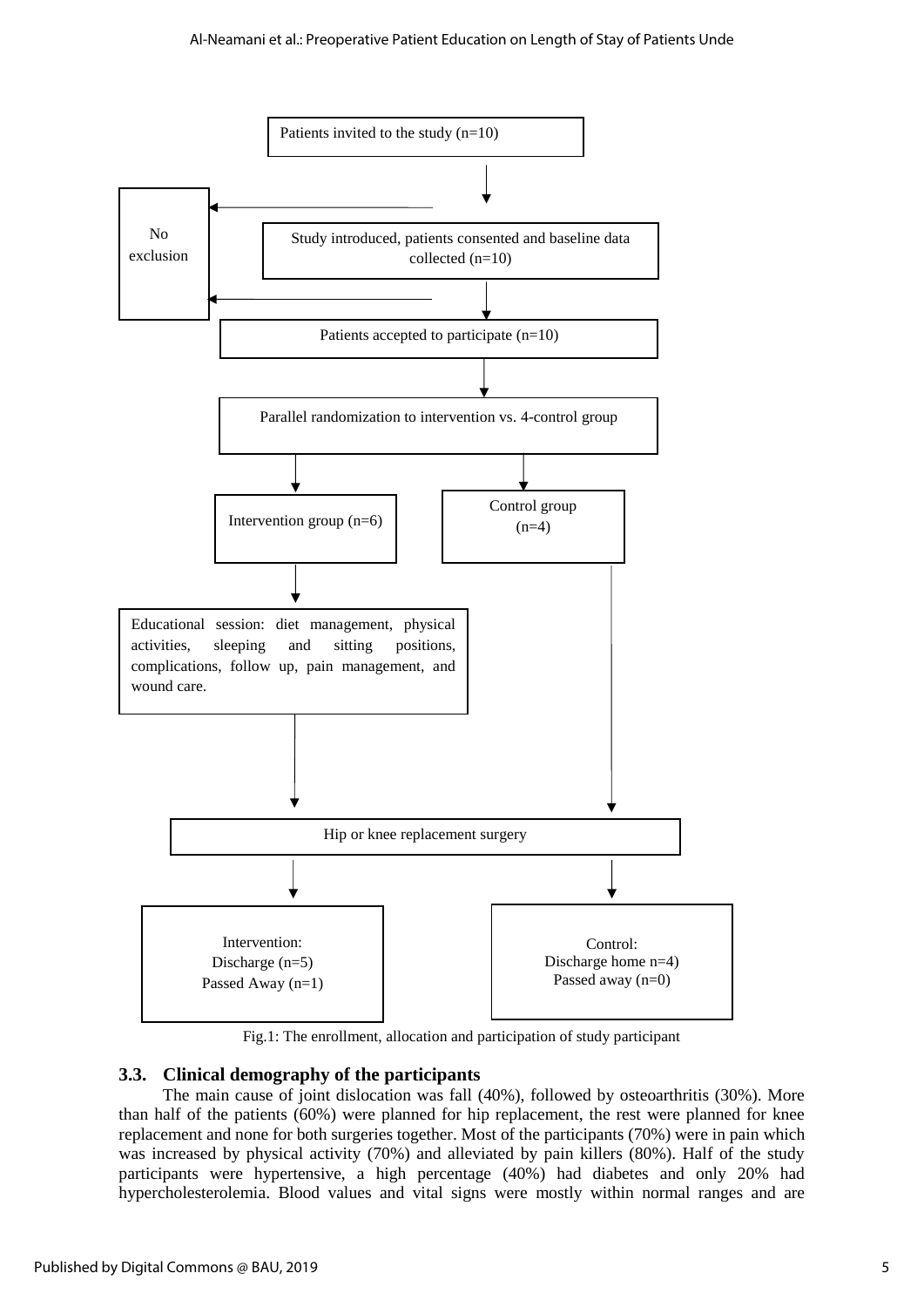Patients invited to the study (n=10)

No exclusion

Study introduced, patients consented and baseline data collected (n=10)

Patients accepted to participate (n=10)

Parallel randomization to intervention vs. 4-control group

Intervention group (n=6)

Control group (n=4)

Educational session: diet management, physical activities, sleeping and sitting positions, complications, follow up, pain management, and wound care.

Hip or knee replacement surgery

Intervention:
Discharge (n=5)
Passed Away (n=1)

Control:
Discharge home n=4)
Passed away (n=0)

Fig.1: The enrollment, allocation and participation of study participant

### 3.3. Clinical demography of the participants

The main cause of joint dislocation was fall (40%), followed by osteoarthritis (30%). More than half of the patients (60%) were planned for hip replacement, the rest were planned for knee replacement and none for both surgeries together. Most of the participants (70%) were in pain which was increased by physical activity (70%) and alleviated by pain killers (80%). Half of the study participants were hypertensive, a high percentage (40%) had diabetes and only 20% had hypercholesterolemia. Blood values and vital signs were mostly within normal ranges and are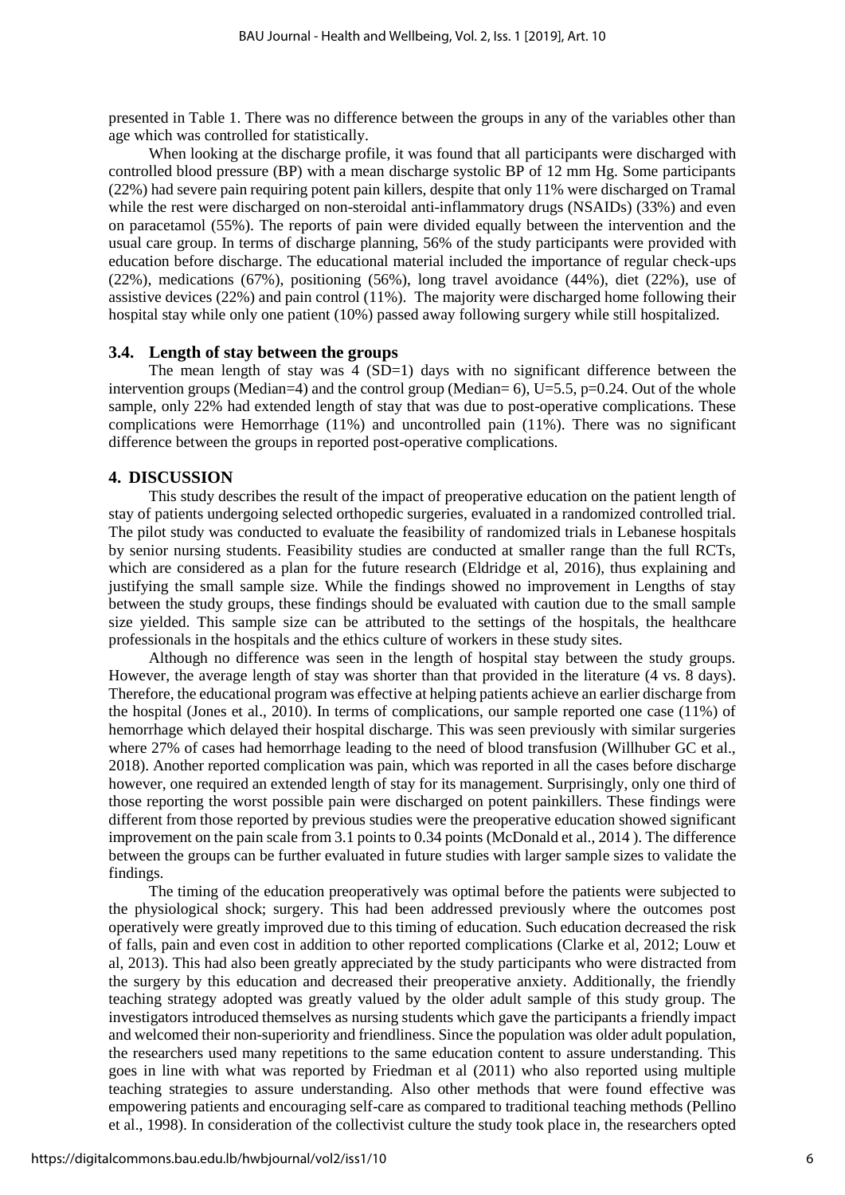presented in Table 1. There was no difference between the groups in any of the variables other than age which was controlled for statistically.

When looking at the discharge profile, it was found that all participants were discharged with controlled blood pressure (BP) with a mean discharge systolic BP of 12 mm Hg. Some participants (22%) had severe pain requiring potent pain killers, despite that only 11% were discharged on Tramal while the rest were discharged on non-steroidal anti-inflammatory drugs (NSAIDs) (33%) and even on paracetamol (55%). The reports of pain were divided equally between the intervention and the usual care group. In terms of discharge planning, 56% of the study participants were provided with education before discharge. The educational material included the importance of regular check-ups (22%), medications (67%), positioning (56%), long travel avoidance (44%), diet (22%), use of assistive devices (22%) and pain control (11%). The majority were discharged home following their hospital stay while only one patient (10%) passed away following surgery while still hospitalized.

### 3.4. Length of stay between the groups

The mean length of stay was 4 (SD=1) days with no significant difference between the intervention groups (Median=4) and the control group (Median= 6), U=5.5, p=0.24. Out of the whole sample, only 22% had extended length of stay that was due to post-operative complications. These complications were Hemorrhage (11%) and uncontrolled pain (11%). There was no significant difference between the groups in reported post-operative complications.

## 4. DISCUSSION

This study describes the result of the impact of preoperative education on the patient length of stay of patients undergoing selected orthopedic surgeries, evaluated in a randomized controlled trial. The pilot study was conducted to evaluate the feasibility of randomized trials in Lebanese hospitals by senior nursing students. Feasibility studies are conducted at smaller range than the full RCTs, which are considered as a plan for the future research (Eldridge et al, 2016), thus explaining and justifying the small sample size. While the findings showed no improvement in Lengths of stay between the study groups, these findings should be evaluated with caution due to the small sample size yielded. This sample size can be attributed to the settings of the hospitals, the healthcare professionals in the hospitals and the ethics culture of workers in these study sites.

Although no difference was seen in the length of hospital stay between the study groups. However, the average length of stay was shorter than that provided in the literature (4 vs. 8 days). Therefore, the educational program was effective at helping patients achieve an earlier discharge from the hospital (Jones et al., 2010). In terms of complications, our sample reported one case (11%) of hemorrhage which delayed their hospital discharge. This was seen previously with similar surgeries where 27% of cases had hemorrhage leading to the need of blood transfusion (Willhuber GC et al., 2018). Another reported complication was pain, which was reported in all the cases before discharge however, one required an extended length of stay for its management. Surprisingly, only one third of those reporting the worst possible pain were discharged on potent painkillers. These findings were different from those reported by previous studies were the preoperative education showed significant improvement on the pain scale from 3.1 points to 0.34 points (McDonald et al., 2014 ). The difference between the groups can be further evaluated in future studies with larger sample sizes to validate the findings.

The timing of the education preoperatively was optimal before the patients were subjected to the physiological shock; surgery. This had been addressed previously where the outcomes post operatively were greatly improved due to this timing of education. Such education decreased the risk of falls, pain and even cost in addition to other reported complications (Clarke et al, 2012; Louw et al, 2013). This had also been greatly appreciated by the study participants who were distracted from the surgery by this education and decreased their preoperative anxiety. Additionally, the friendly teaching strategy adopted was greatly valued by the older adult sample of this study group. The investigators introduced themselves as nursing students which gave the participants a friendly impact and welcomed their non-superiority and friendliness. Since the population was older adult population, the researchers used many repetitions to the same education content to assure understanding. This goes in line with what was reported by Friedman et al (2011) who also reported using multiple teaching strategies to assure understanding. Also other methods that were found effective was empowering patients and encouraging self-care as compared to traditional teaching methods (Pellino et al., 1998). In consideration of the collectivist culture the study took place in, the researchers opted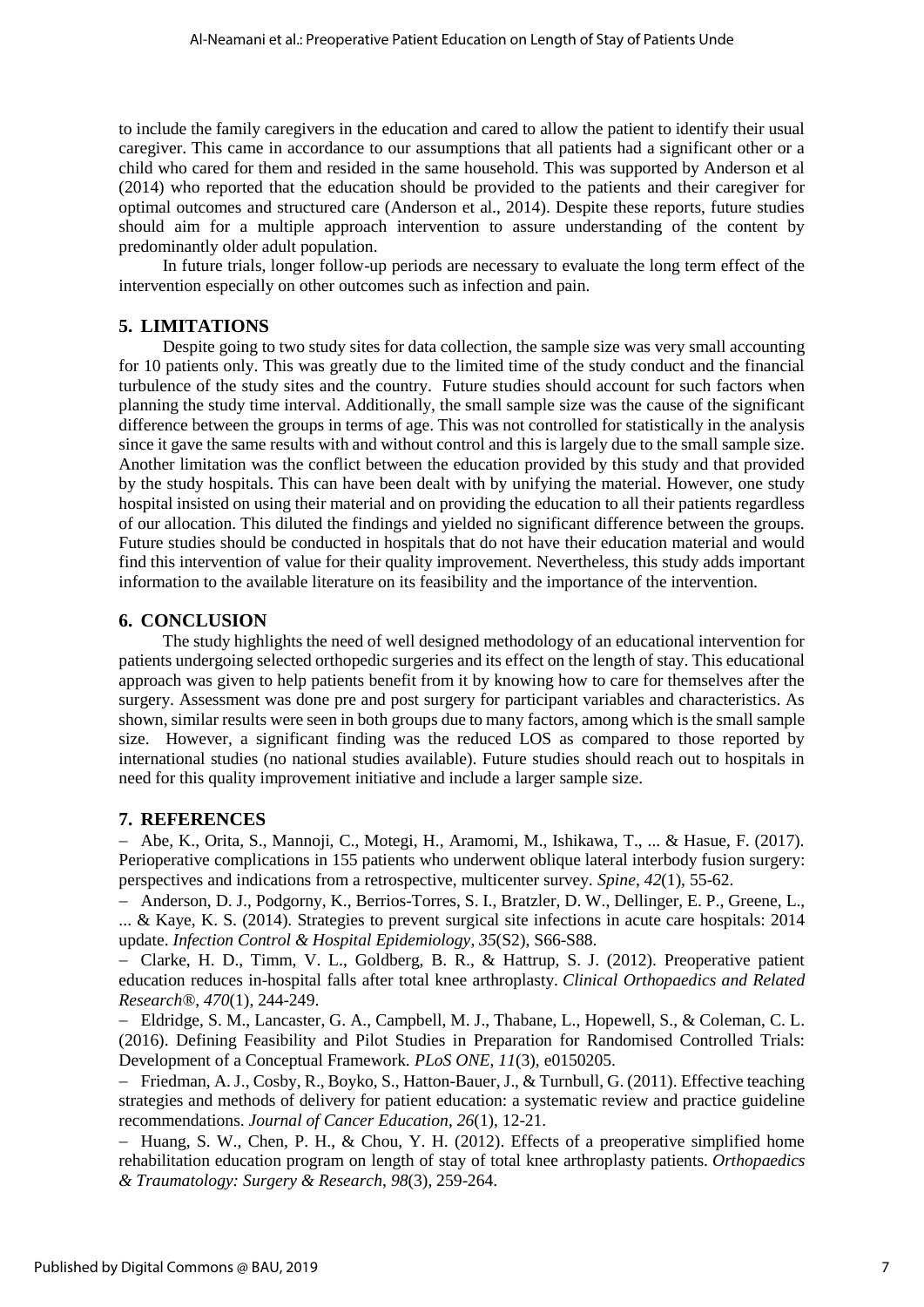to include the family caregivers in the education and cared to allow the patient to identify their usual caregiver. This came in accordance to our assumptions that all patients had a significant other or a child who cared for them and resided in the same household. This was supported by Anderson et al (2014) who reported that the education should be provided to the patients and their caregiver for optimal outcomes and structured care (Anderson et al., 2014). Despite these reports, future studies should aim for a multiple approach intervention to assure understanding of the content by predominantly older adult population.

In future trials, longer follow-up periods are necessary to evaluate the long term effect of the intervention especially on other outcomes such as infection and pain.

## 5. LIMITATIONS

Despite going to two study sites for data collection, the sample size was very small accounting for 10 patients only. This was greatly due to the limited time of the study conduct and the financial turbulence of the study sites and the country. Future studies should account for such factors when planning the study time interval. Additionally, the small sample size was the cause of the significant difference between the groups in terms of age. This was not controlled for statistically in the analysis since it gave the same results with and without control and this is largely due to the small sample size. Another limitation was the conflict between the education provided by this study and that provided by the study hospitals. This can have been dealt with by unifying the material. However, one study hospital insisted on using their material and on providing the education to all their patients regardless of our allocation. This diluted the findings and yielded no significant difference between the groups. Future studies should be conducted in hospitals that do not have their education material and would find this intervention of value for their quality improvement. Nevertheless, this study adds important information to the available literature on its feasibility and the importance of the intervention.

## 6. CONCLUSION

The study highlights the need of well designed methodology of an educational intervention for patients undergoing selected orthopedic surgeries and its effect on the length of stay. This educational approach was given to help patients benefit from it by knowing how to care for themselves after the surgery. Assessment was done pre and post surgery for participant variables and characteristics. As shown, similar results were seen in both groups due to many factors, among which is the small sample size. However, a significant finding was the reduced LOS as compared to those reported by international studies (no national studies available). Future studies should reach out to hospitals in need for this quality improvement initiative and include a larger sample size.

## 7. REFERENCES

- Abe, K., Orita, S., Mannoji, C., Motegi, H., Aramomi, M., Ishikawa, T., ... & Hasue, F. (2017). Perioperative complications in 155 patients who underwent oblique lateral interbody fusion surgery: perspectives and indications from a retrospective, multicenter survey. *Spine*, *42*(1), 55-62.
- Anderson, D. J., Podgorny, K., Berrios-Torres, S. I., Bratzler, D. W., Dellinger, E. P., Greene, L., ... & Kaye, K. S. (2014). Strategies to prevent surgical site infections in acute care hospitals: 2014 update. *Infection Control & Hospital Epidemiology*, *35*(S2), S66-S88.
- Clarke, H. D., Timm, V. L., Goldberg, B. R., & Hattrup, S. J. (2012). Preoperative patient education reduces in-hospital falls after total knee arthroplasty. *Clinical Orthopaedics and Related Research®*, *470*(1), 244-249.
- Eldridge, S. M., Lancaster, G. A., Campbell, M. J., Thabane, L., Hopewell, S., & Coleman, C. L. (2016). Defining Feasibility and Pilot Studies in Preparation for Randomised Controlled Trials: Development of a Conceptual Framework. *PLoS ONE*, *11*(3), e0150205.
- Friedman, A. J., Cosby, R., Boyko, S., Hatton-Bauer, J., & Turnbull, G. (2011). Effective teaching strategies and methods of delivery for patient education: a systematic review and practice guideline recommendations. *Journal of Cancer Education*, *26*(1), 12-21.
- Huang, S. W., Chen, P. H., & Chou, Y. H. (2012). Effects of a preoperative simplified home rehabilitation education program on length of stay of total knee arthroplasty patients. *Orthopaedics & Traumatology: Surgery & Research*, *98*(3), 259-264.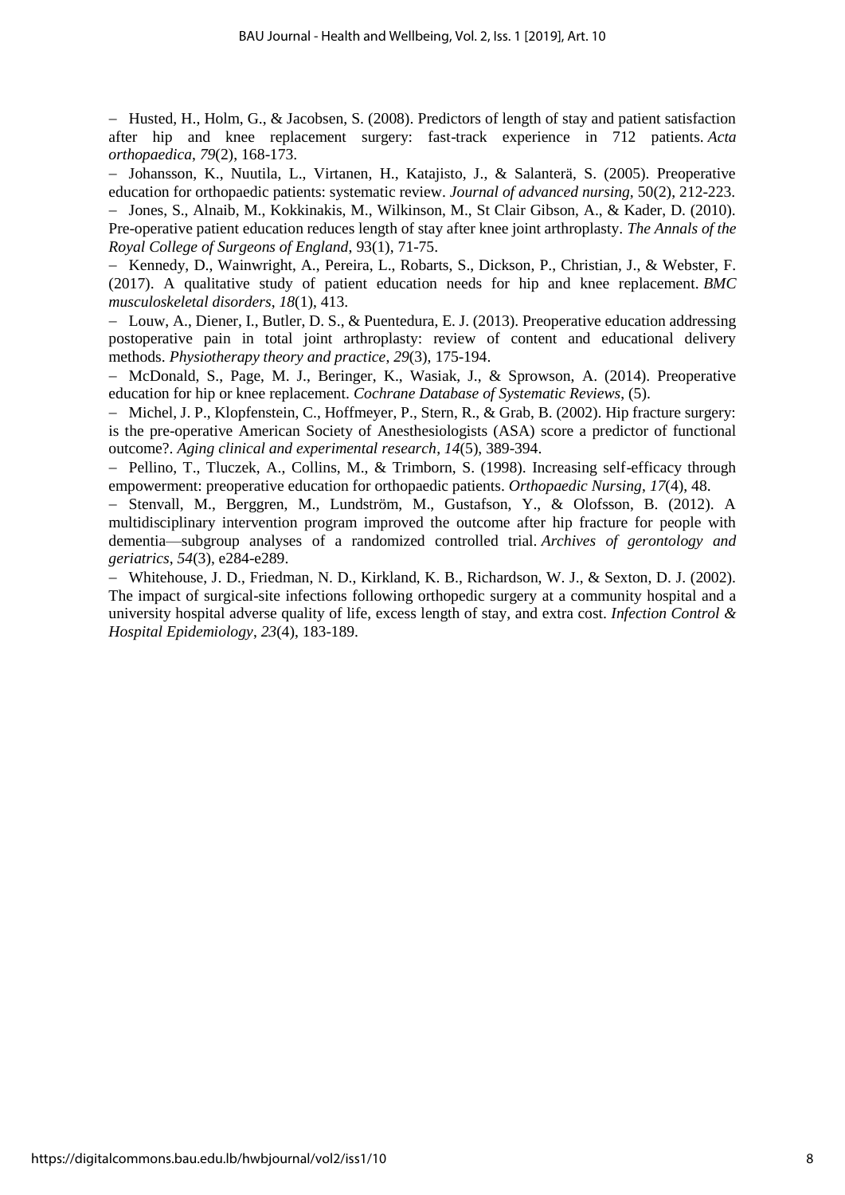– Husted, H., Holm, G., & Jacobsen, S. (2008). Predictors of length of stay and patient satisfaction after hip and knee replacement surgery: fast-track experience in 712 patients. *Acta orthopaedica*, *79*(2), 168-173.

– Johansson, K., Nuutila, L., Virtanen, H., Katajisto, J., & Salanterä, S. (2005). Preoperative education for orthopaedic patients: systematic review. *Journal of advanced nursing,* 50(2), 212-223.

– Jones, S., Alnaib, M., Kokkinakis, M., Wilkinson, M., St Clair Gibson, A., & Kader, D. (2010). Pre-operative patient education reduces length of stay after knee joint arthroplasty. *The Annals of the Royal College of Surgeons of England*, 93(1), 71-75.

– Kennedy, D., Wainwright, A., Pereira, L., Robarts, S., Dickson, P., Christian, J., & Webster, F. (2017). A qualitative study of patient education needs for hip and knee replacement. *BMC musculoskeletal disorders*, *18*(1), 413.

– Louw, A., Diener, I., Butler, D. S., & Puentedura, E. J. (2013). Preoperative education addressing postoperative pain in total joint arthroplasty: review of content and educational delivery methods. *Physiotherapy theory and practice*, *29*(3), 175-194.

– McDonald, S., Page, M. J., Beringer, K., Wasiak, J., & Sprowson, A. (2014). Preoperative education for hip or knee replacement. *Cochrane Database of Systematic Reviews*, (5).

– Michel, J. P., Klopfenstein, C., Hoffmeyer, P., Stern, R., & Grab, B. (2002). Hip fracture surgery: is the pre-operative American Society of Anesthesiologists (ASA) score a predictor of functional outcome?. *Aging clinical and experimental research*, *14*(5), 389-394.

– Pellino, T., Tluczek, A., Collins, M., & Trimborn, S. (1998). Increasing self-efficacy through empowerment: preoperative education for orthopaedic patients. *Orthopaedic Nursing*, *17*(4), 48.

– Stenvall, M., Berggren, M., Lundström, M., Gustafson, Y., & Olofsson, B. (2012). A multidisciplinary intervention program improved the outcome after hip fracture for people with dementia—subgroup analyses of a randomized controlled trial. *Archives of gerontology and geriatrics*, *54*(3), e284-e289.

– Whitehouse, J. D., Friedman, N. D., Kirkland, K. B., Richardson, W. J., & Sexton, D. J. (2002). The impact of surgical-site infections following orthopedic surgery at a community hospital and a university hospital adverse quality of life, excess length of stay, and extra cost. *Infection Control & Hospital Epidemiology*, *23*(4), 183-189.